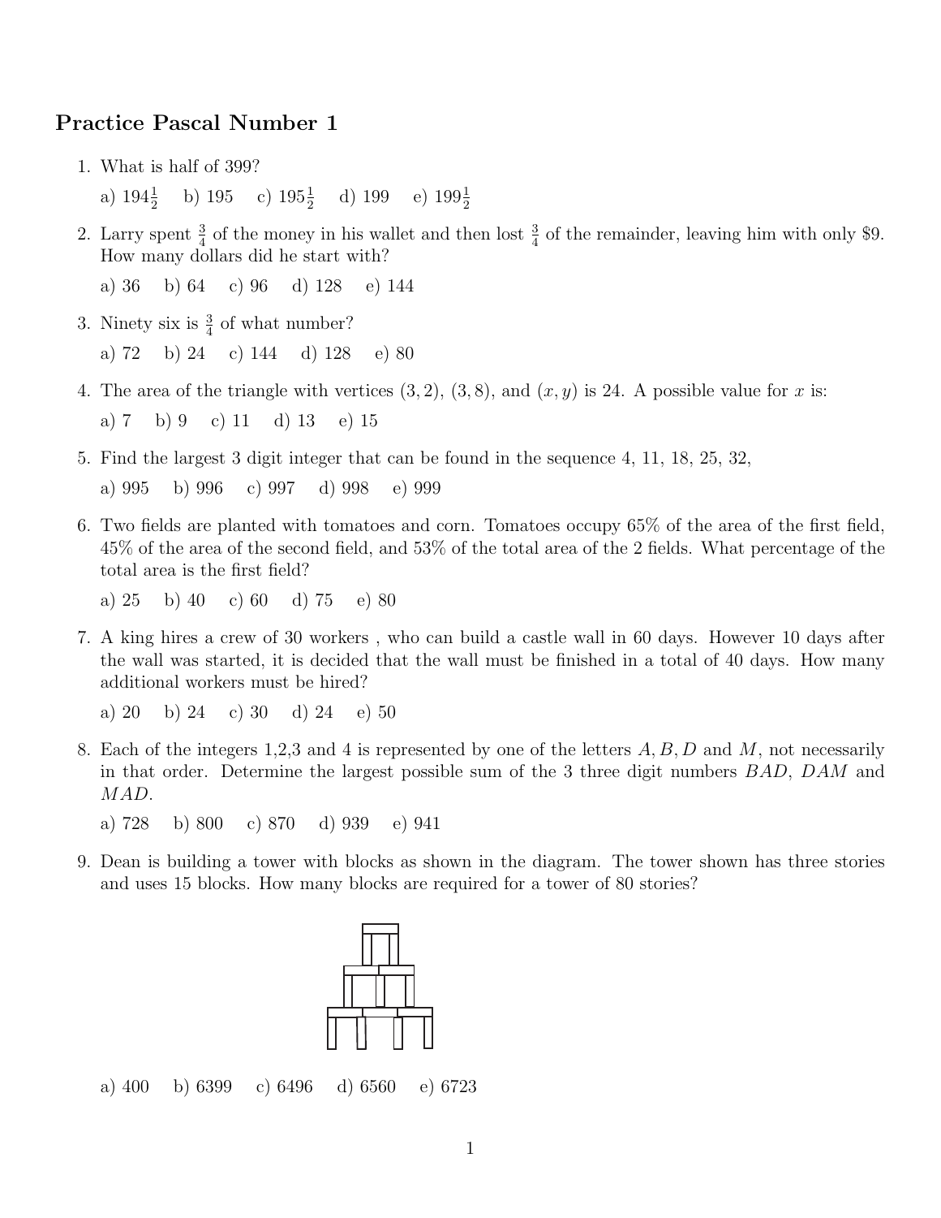## Practice Pascal Number 1

1. What is half of 399?

   a) $194\frac{1}{2}$ b) 195 c) $195\frac{1}{2}$ d) 199 e) $199\frac{1}{2}$

2. Larry spent $\frac{3}{4}$ of the money in his wallet and then lost $\frac{3}{4}$ of the remainder, leaving him with only \$9. How many dollars did he start with?

   a) 36 b) 64 c) 96 d) 128 e) 144

3. Ninety six is $\frac{3}{4}$ of what number?

   a) 72 b) 24 c) 144 d) 128 e) 80

4. The area of the triangle with vertices $(3, 2)$, $(3, 8)$, and $(x, y)$ is 24. A possible value for $x$ is:

   a) 7 b) 9 c) 11 d) 13 e) 15

5. Find the largest 3 digit integer that can be found in the sequence 4, 11, 18, 25, 32,

   a) 995 b) 996 c) 997 d) 998 e) 999

6. Two fields are planted with tomatoes and corn. Tomatoes occupy 65% of the area of the first field, 45% of the area of the second field, and 53% of the total area of the 2 fields. What percentage of the total area is the first field?

   a) 25 b) 40 c) 60 d) 75 e) 80

7. A king hires a crew of 30 workers , who can build a castle wall in 60 days. However 10 days after the wall was started, it is decided that the wall must be finished in a total of 40 days. How many additional workers must be hired?

   a) 20 b) 24 c) 30 d) 24 e) 50

8. Each of the integers 1,2,3 and 4 is represented by one of the letters $A, B, D$ and $M$, not necessarily in that order. Determine the largest possible sum of the 3 three digit numbers $BAD$, $DAM$ and $MAD$.

   a) 728 b) 800 c) 870 d) 939 e) 941

9. Dean is building a tower with blocks as shown in the diagram. The tower shown has three stories and uses 15 blocks. How many blocks are required for a tower of 80 stories?

   a) 400 b) 6399 c) 6496 d) 6560 e) 6723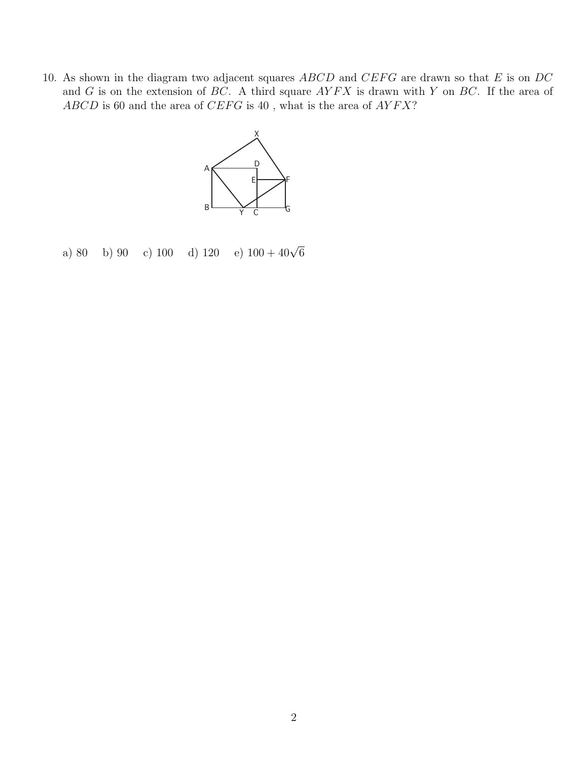10. As shown in the diagram two adjacent squares $ABCD$ and $CEFG$ are drawn so that $E$ is on $DC$ and $G$ is on the extension of $BC$. A third square $AYFX$ is drawn with $Y$ on $BC$. If the area of $ABCD$ is 60 and the area of $CEFG$ is 40 , what is the area of $AYFX$?

a) 80 b) 90 c) 100 d) 120 e) $100 + 40\sqrt{6}$